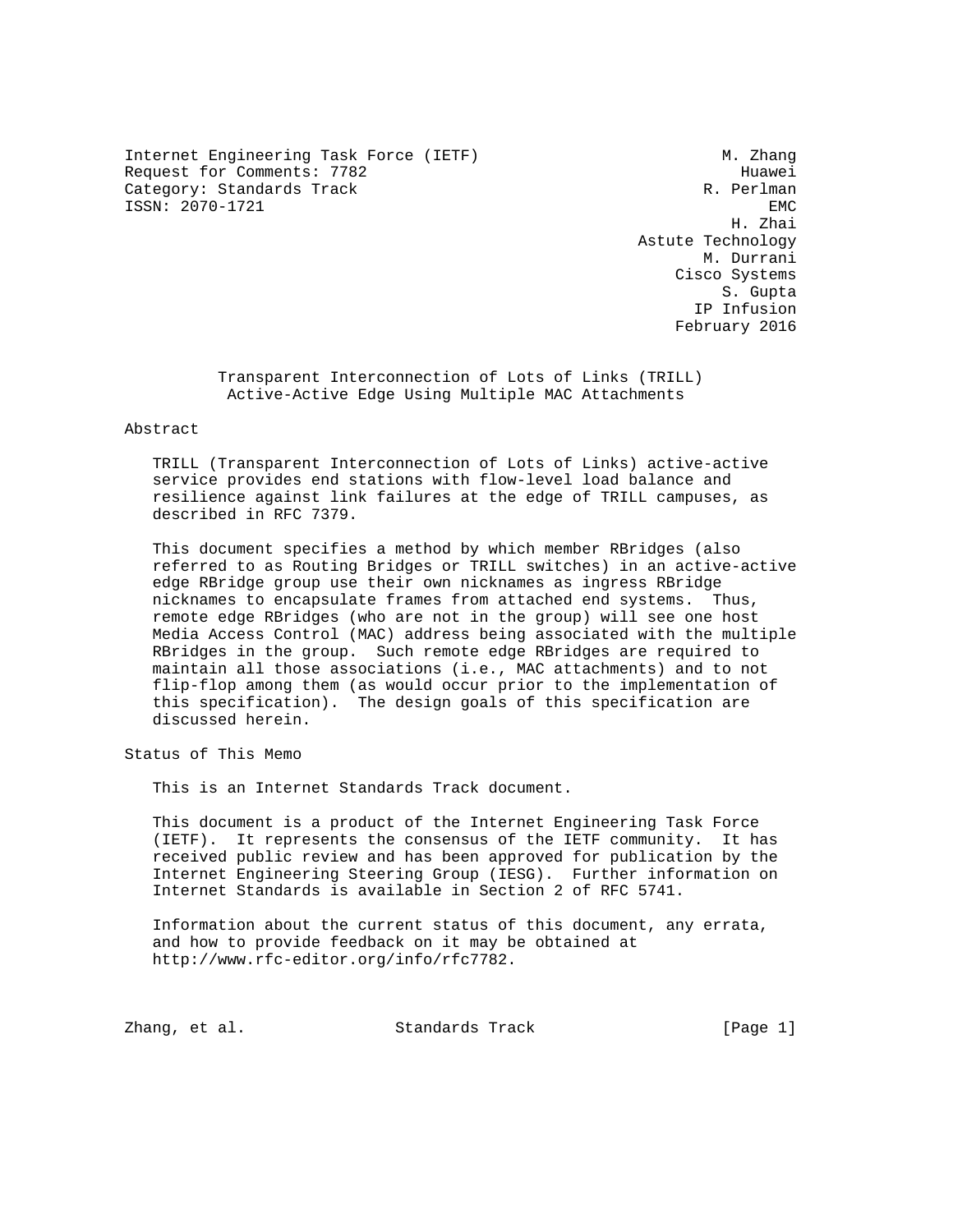Internet Engineering Task Force (IETF) M. Zhang
Request for Comments: 7782 Huawei
Category: Standards Track R. Perlman
ISSN: 2070-1721 EMC
H. Zhai
Astute Technology
M. Durrani
Cisco Systems
S. Gupta
IP Infusion
February 2016

# Transparent Interconnection of Lots of Links (TRILL) Active-Active Edge Using Multiple MAC Attachments

## Abstract

TRILL (Transparent Interconnection of Lots of Links) active-active service provides end stations with flow-level load balance and resilience against link failures at the edge of TRILL campuses, as described in RFC 7379.

This document specifies a method by which member RBridges (also referred to as Routing Bridges or TRILL switches) in an active-active edge RBridge group use their own nicknames as ingress RBridge nicknames to encapsulate frames from attached end systems. Thus, remote edge RBridges (who are not in the group) will see one host Media Access Control (MAC) address being associated with the multiple RBridges in the group. Such remote edge RBridges are required to maintain all those associations (i.e., MAC attachments) and to not flip-flop among them (as would occur prior to the implementation of this specification). The design goals of this specification are discussed herein.

## Status of This Memo

This is an Internet Standards Track document.

This document is a product of the Internet Engineering Task Force (IETF). It represents the consensus of the IETF community. It has received public review and has been approved for publication by the Internet Engineering Steering Group (IESG). Further information on Internet Standards is available in Section 2 of RFC 5741.

Information about the current status of this document, any errata, and how to provide feedback on it may be obtained at http://www.rfc-editor.org/info/rfc7782.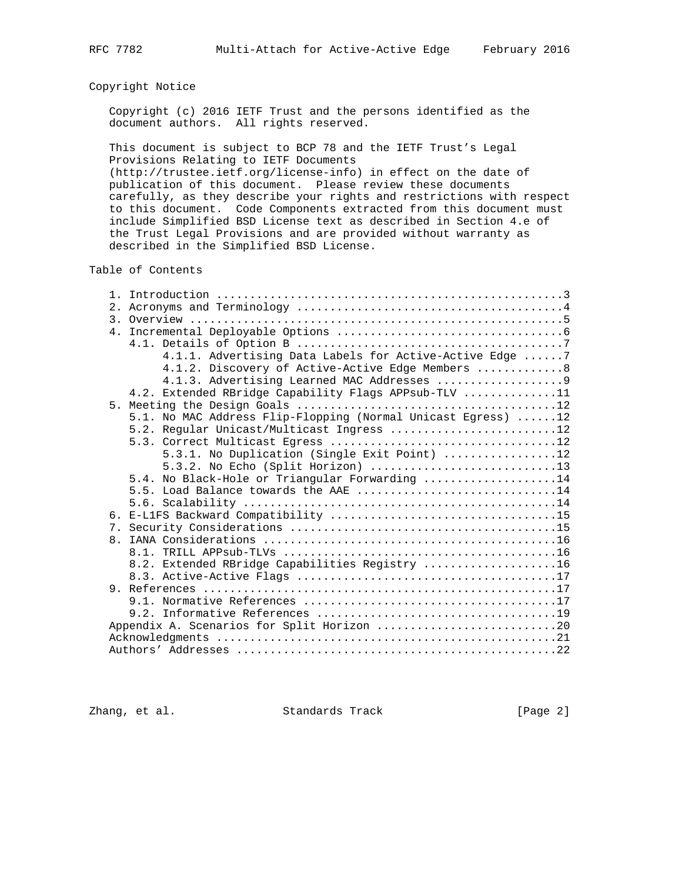## Copyright Notice

Copyright (c) 2016 IETF Trust and the persons identified as the document authors. All rights reserved.

This document is subject to BCP 78 and the IETF Trust's Legal Provisions Relating to IETF Documents (http://trustee.ietf.org/license-info) in effect on the date of publication of this document. Please review these documents carefully, as they describe your rights and restrictions with respect to this document. Code Components extracted from this document must include Simplified BSD License text as described in Section 4.e of the Trust Legal Provisions and are provided without warranty as described in the Simplified BSD License.

## Table of Contents

```
   1. Introduction ....................................................3
   2. Acronyms and Terminology ........................................4
   3. Overview ........................................................5
   4. Incremental Deployable Options ..................................6
      4.1. Details of Option B ........................................7
           4.1.1. Advertising Data Labels for Active-Active Edge ......7
           4.1.2. Discovery of Active-Active Edge Members .............8
           4.1.3. Advertising Learned MAC Addresses ...................9
      4.2. Extended RBridge Capability Flags APPsub-TLV ..............11
   5. Meeting the Design Goals .......................................12
      5.1. No MAC Address Flip-Flopping (Normal Unicast Egress) ......12
      5.2. Regular Unicast/Multicast Ingress .........................12
      5.3. Correct Multicast Egress ..................................12
           5.3.1. No Duplication (Single Exit Point) .................12
           5.3.2. No Echo (Split Horizon) ............................13
      5.4. No Black-Hole or Triangular Forwarding ....................14
      5.5. Load Balance towards the AAE ..............................14
      5.6. Scalability ...............................................14
   6. E-L1FS Backward Compatibility ..................................15
   7. Security Considerations ........................................15
   8. IANA Considerations ............................................16
      8.1. TRILL APPsub-TLVs .........................................16
      8.2. Extended RBridge Capabilities Registry ....................16
      8.3. Active-Active Flags .......................................17
   9. References .....................................................17
      9.1. Normative References ......................................17
      9.2. Informative References ....................................19
   Appendix A. Scenarios for Split Horizon ...........................20
   Acknowledgments ...................................................21
   Authors' Addresses ................................................22
```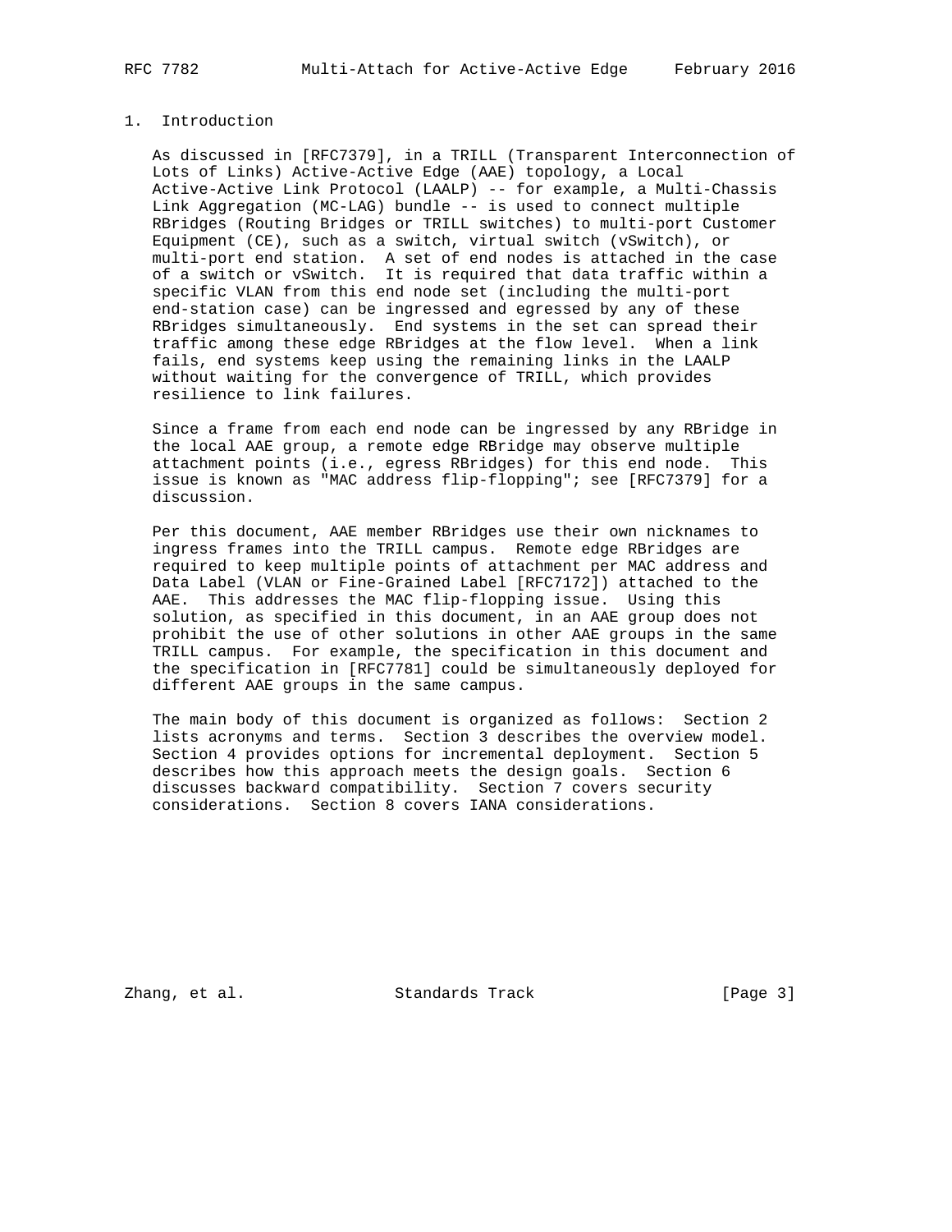## 1. Introduction

As discussed in [RFC7379], in a TRILL (Transparent Interconnection of Lots of Links) Active-Active Edge (AAE) topology, a Local Active-Active Link Protocol (LAALP) -- for example, a Multi-Chassis Link Aggregation (MC-LAG) bundle -- is used to connect multiple RBridges (Routing Bridges or TRILL switches) to multi-port Customer Equipment (CE), such as a switch, virtual switch (vSwitch), or multi-port end station. A set of end nodes is attached in the case of a switch or vSwitch. It is required that data traffic within a specific VLAN from this end node set (including the multi-port end-station case) can be ingressed and egressed by any of these RBridges simultaneously. End systems in the set can spread their traffic among these edge RBridges at the flow level. When a link fails, end systems keep using the remaining links in the LAALP without waiting for the convergence of TRILL, which provides resilience to link failures.

Since a frame from each end node can be ingressed by any RBridge in the local AAE group, a remote edge RBridge may observe multiple attachment points (i.e., egress RBridges) for this end node. This issue is known as "MAC address flip-flopping"; see [RFC7379] for a discussion.

Per this document, AAE member RBridges use their own nicknames to ingress frames into the TRILL campus. Remote edge RBridges are required to keep multiple points of attachment per MAC address and Data Label (VLAN or Fine-Grained Label [RFC7172]) attached to the AAE. This addresses the MAC flip-flopping issue. Using this solution, as specified in this document, in an AAE group does not prohibit the use of other solutions in other AAE groups in the same TRILL campus. For example, the specification in this document and the specification in [RFC7781] could be simultaneously deployed for different AAE groups in the same campus.

The main body of this document is organized as follows: Section 2 lists acronyms and terms. Section 3 describes the overview model. Section 4 provides options for incremental deployment. Section 5 describes how this approach meets the design goals. Section 6 discusses backward compatibility. Section 7 covers security considerations. Section 8 covers IANA considerations.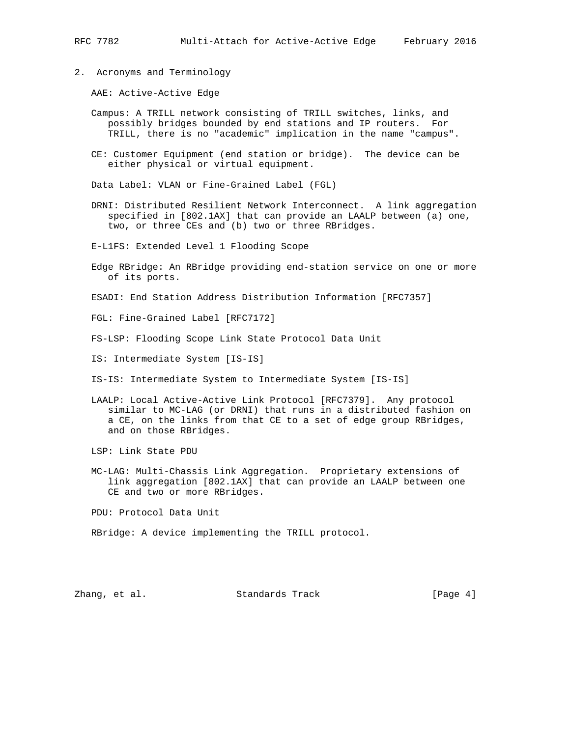## 2. Acronyms and Terminology

AAE: Active-Active Edge

Campus: A TRILL network consisting of TRILL switches, links, and possibly bridges bounded by end stations and IP routers. For TRILL, there is no "academic" implication in the name "campus".

CE: Customer Equipment (end station or bridge). The device can be either physical or virtual equipment.

Data Label: VLAN or Fine-Grained Label (FGL)

DRNI: Distributed Resilient Network Interconnect. A link aggregation specified in [802.1AX] that can provide an LAALP between (a) one, two, or three CEs and (b) two or three RBridges.

E-L1FS: Extended Level 1 Flooding Scope

Edge RBridge: An RBridge providing end-station service on one or more of its ports.

ESADI: End Station Address Distribution Information [RFC7357]

FGL: Fine-Grained Label [RFC7172]

FS-LSP: Flooding Scope Link State Protocol Data Unit

IS: Intermediate System [IS-IS]

IS-IS: Intermediate System to Intermediate System [IS-IS]

LAALP: Local Active-Active Link Protocol [RFC7379]. Any protocol similar to MC-LAG (or DRNI) that runs in a distributed fashion on a CE, on the links from that CE to a set of edge group RBridges, and on those RBridges.

LSP: Link State PDU

MC-LAG: Multi-Chassis Link Aggregation. Proprietary extensions of link aggregation [802.1AX] that can provide an LAALP between one CE and two or more RBridges.

PDU: Protocol Data Unit

RBridge: A device implementing the TRILL protocol.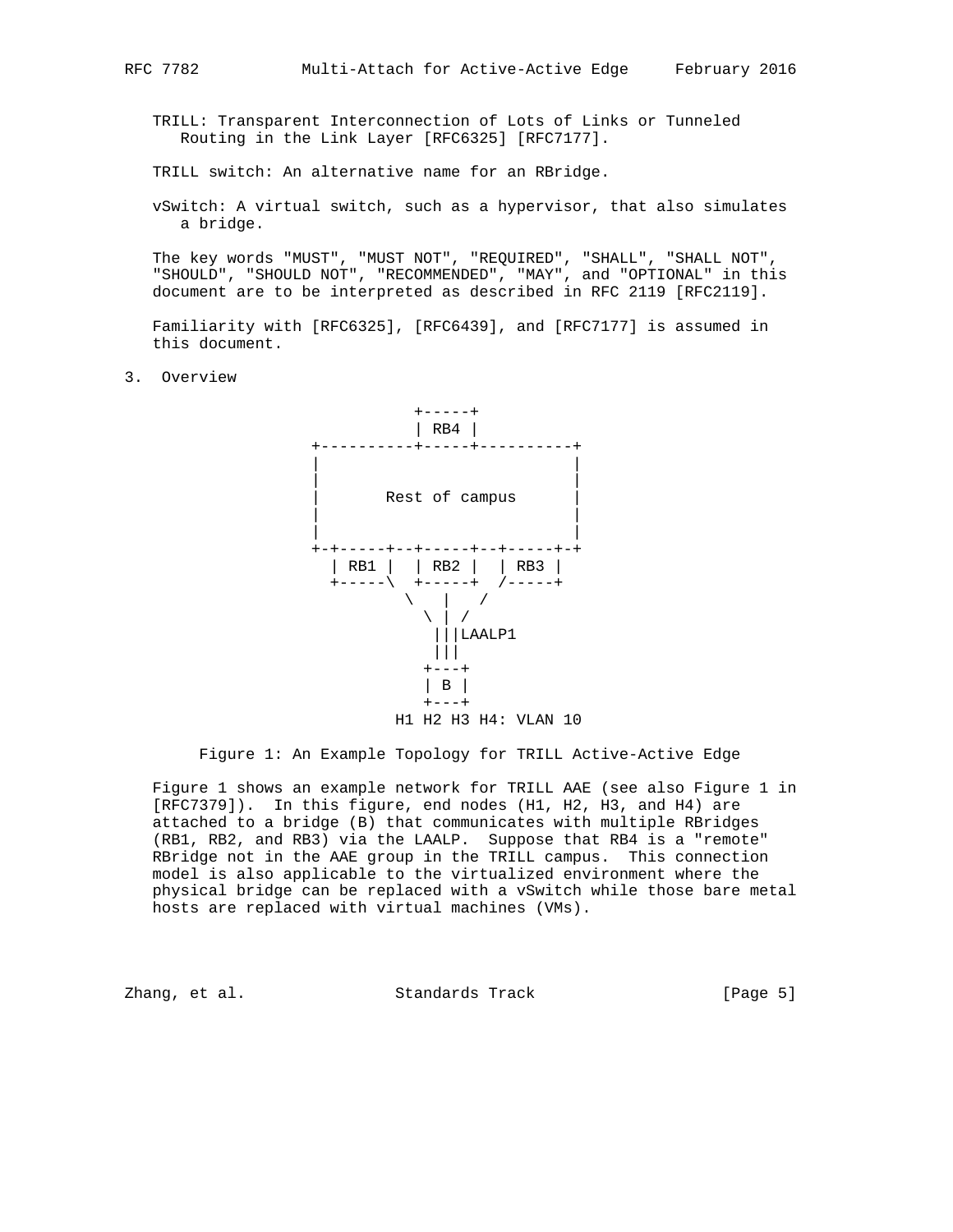TRILL: Transparent Interconnection of Lots of Links or Tunneled Routing in the Link Layer [RFC6325] [RFC7177].

TRILL switch: An alternative name for an RBridge.

vSwitch: A virtual switch, such as a hypervisor, that also simulates a bridge.

The key words "MUST", "MUST NOT", "REQUIRED", "SHALL", "SHALL NOT", "SHOULD", "SHOULD NOT", "RECOMMENDED", "MAY", and "OPTIONAL" in this document are to be interpreted as described in RFC 2119 [RFC2119].

Familiarity with [RFC6325], [RFC6439], and [RFC7177] is assumed in this document.

## 3. Overview

```
                     +-----+
                     | RB4 |
          +----------+-----+----------+
          |                           |
          |                           |
          |       Rest of campus      |
          |                           |
          |                           |
          +-+-----+--+-----+--+-----+-+
            | RB1 |  | RB2 |  | RB3 |
            +-----\  +-----+  /-----+
                   \    |    /
                    \   |   /
                     |||LAALP1
                     |||
                    +---+
                    | B |
                    +---+
               H1 H2 H3 H4: VLAN 10
```

Figure 1: An Example Topology for TRILL Active-Active Edge

Figure 1 shows an example network for TRILL AAE (see also Figure 1 in [RFC7379]). In this figure, end nodes (H1, H2, H3, and H4) are attached to a bridge (B) that communicates with multiple RBridges (RB1, RB2, and RB3) via the LAALP. Suppose that RB4 is a "remote" RBridge not in the AAE group in the TRILL campus. This connection model is also applicable to the virtualized environment where the physical bridge can be replaced with a vSwitch while those bare metal hosts are replaced with virtual machines (VMs).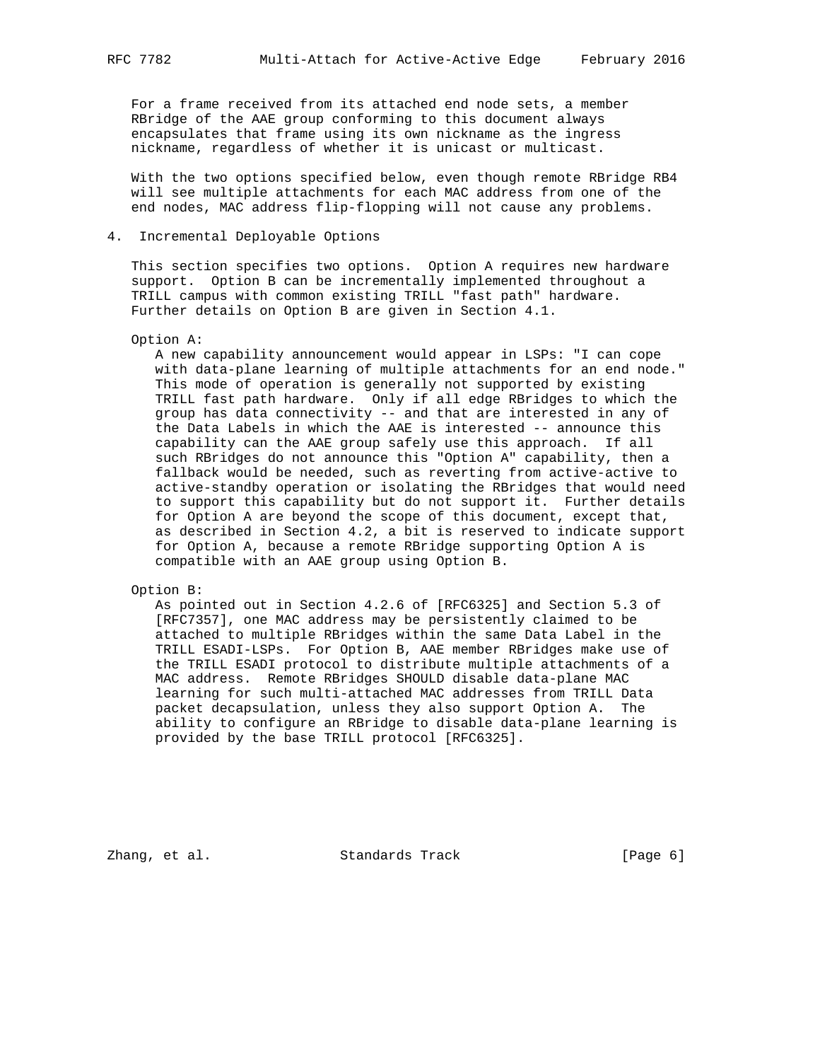For a frame received from its attached end node sets, a member RBridge of the AAE group conforming to this document always encapsulates that frame using its own nickname as the ingress nickname, regardless of whether it is unicast or multicast.

With the two options specified below, even though remote RBridge RB4 will see multiple attachments for each MAC address from one of the end nodes, MAC address flip-flopping will not cause any problems.

## 4. Incremental Deployable Options

This section specifies two options. Option A requires new hardware support. Option B can be incrementally implemented throughout a TRILL campus with common existing TRILL "fast path" hardware. Further details on Option B are given in Section 4.1.

Option A:

A new capability announcement would appear in LSPs: "I can cope with data-plane learning of multiple attachments for an end node." This mode of operation is generally not supported by existing TRILL fast path hardware. Only if all edge RBridges to which the group has data connectivity -- and that are interested in any of the Data Labels in which the AAE is interested -- announce this capability can the AAE group safely use this approach. If all such RBridges do not announce this "Option A" capability, then a fallback would be needed, such as reverting from active-active to active-standby operation or isolating the RBridges that would need to support this capability but do not support it. Further details for Option A are beyond the scope of this document, except that, as described in Section 4.2, a bit is reserved to indicate support for Option A, because a remote RBridge supporting Option A is compatible with an AAE group using Option B.

Option B:

As pointed out in Section 4.2.6 of [RFC6325] and Section 5.3 of [RFC7357], one MAC address may be persistently claimed to be attached to multiple RBridges within the same Data Label in the TRILL ESADI-LSPs. For Option B, AAE member RBridges make use of the TRILL ESADI protocol to distribute multiple attachments of a MAC address. Remote RBridges SHOULD disable data-plane MAC learning for such multi-attached MAC addresses from TRILL Data packet decapsulation, unless they also support Option A. The ability to configure an RBridge to disable data-plane learning is provided by the base TRILL protocol [RFC6325].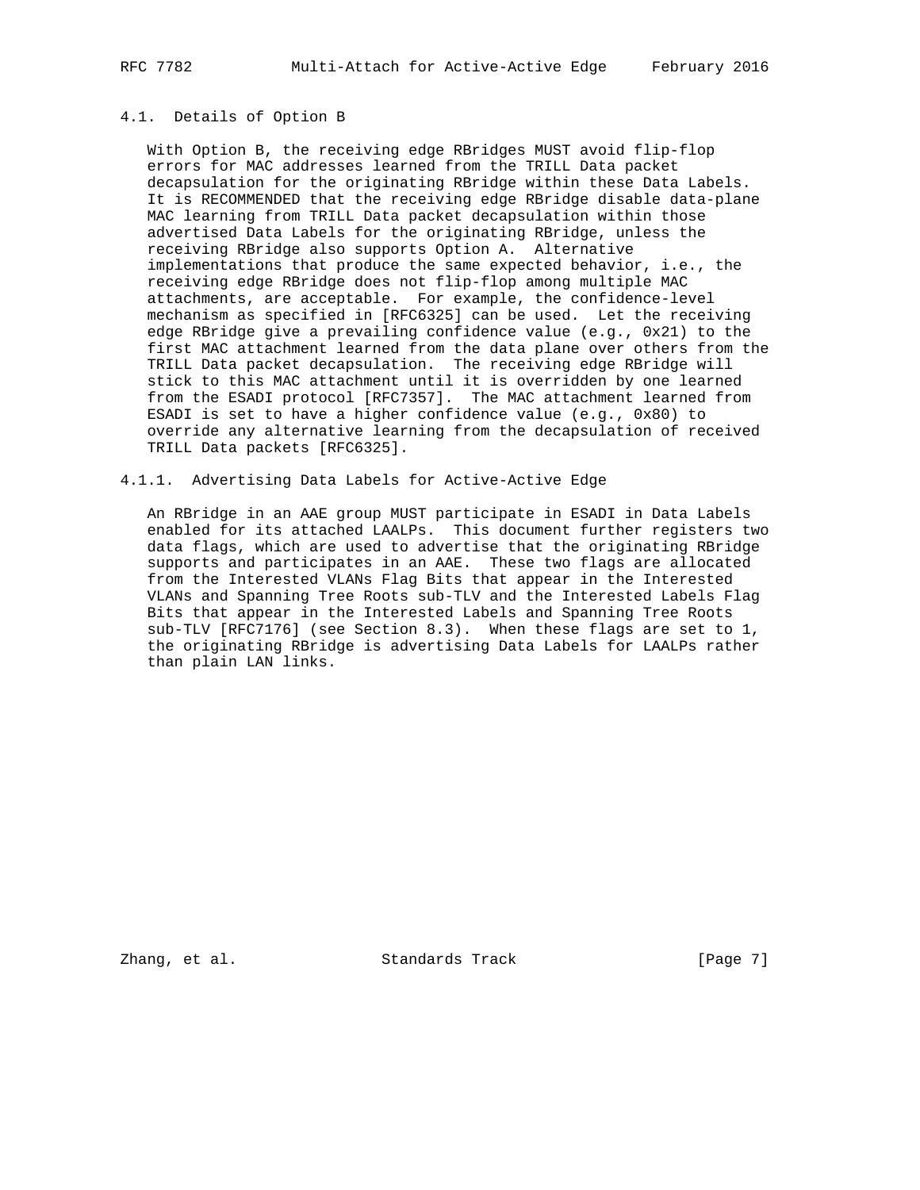### 4.1. Details of Option B

With Option B, the receiving edge RBridges MUST avoid flip-flop errors for MAC addresses learned from the TRILL Data packet decapsulation for the originating RBridge within these Data Labels. It is RECOMMENDED that the receiving edge RBridge disable data-plane MAC learning from TRILL Data packet decapsulation within those advertised Data Labels for the originating RBridge, unless the receiving RBridge also supports Option A. Alternative implementations that produce the same expected behavior, i.e., the receiving edge RBridge does not flip-flop among multiple MAC attachments, are acceptable. For example, the confidence-level mechanism as specified in [RFC6325] can be used. Let the receiving edge RBridge give a prevailing confidence value (e.g., 0x21) to the first MAC attachment learned from the data plane over others from the TRILL Data packet decapsulation. The receiving edge RBridge will stick to this MAC attachment until it is overridden by one learned from the ESADI protocol [RFC7357]. The MAC attachment learned from ESADI is set to have a higher confidence value (e.g., 0x80) to override any alternative learning from the decapsulation of received TRILL Data packets [RFC6325].

#### 4.1.1. Advertising Data Labels for Active-Active Edge

An RBridge in an AAE group MUST participate in ESADI in Data Labels enabled for its attached LAALPs. This document further registers two data flags, which are used to advertise that the originating RBridge supports and participates in an AAE. These two flags are allocated from the Interested VLANs Flag Bits that appear in the Interested VLANs and Spanning Tree Roots sub-TLV and the Interested Labels Flag Bits that appear in the Interested Labels and Spanning Tree Roots sub-TLV [RFC7176] (see Section 8.3). When these flags are set to 1, the originating RBridge is advertising Data Labels for LAALPs rather than plain LAN links.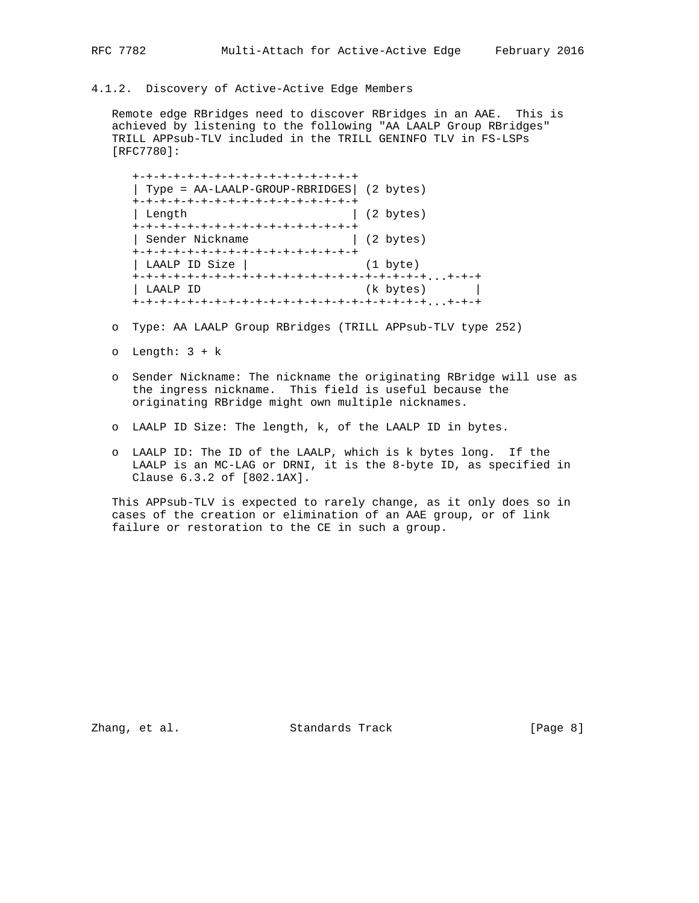### 4.1.2. Discovery of Active-Active Edge Members

Remote edge RBridges need to discover RBridges in an AAE. This is achieved by listening to the following "AA LAALP Group RBridges" TRILL APPsub-TLV included in the TRILL GENINFO TLV in FS-LSPs [RFC7780]:

```
+-+-+-+-+-+-+-+-+-+-+-+-+-+-+-+-+
| Type = AA-LAALP-GROUP-RBRIDGES| (2 bytes)
+-+-+-+-+-+-+-+-+-+-+-+-+-+-+-+-+
| Length                        | (2 bytes)
+-+-+-+-+-+-+-+-+-+-+-+-+-+-+-+-+
| Sender Nickname               | (2 bytes)
+-+-+-+-+-+-+-+-+-+-+-+-+-+-+-+-+
| LAALP ID Size |                 (1 byte)
+-+-+-+-+-+-+-+-+-+-+-+-+-+-+-+-+-+-+-+-+-+-+-+...+-+-+
| LAALP ID                        (k bytes)           |
+-+-+-+-+-+-+-+-+-+-+-+-+-+-+-+-+-+-+-+-+-+-+-+...+-+-+
```

- Type: AA LAALP Group RBridges (TRILL APPsub-TLV type 252)
- Length: 3 + k
- Sender Nickname: The nickname the originating RBridge will use as the ingress nickname. This field is useful because the originating RBridge might own multiple nicknames.
- LAALP ID Size: The length, k, of the LAALP ID in bytes.
- LAALP ID: The ID of the LAALP, which is k bytes long. If the LAALP is an MC-LAG or DRNI, it is the 8-byte ID, as specified in Clause 6.3.2 of [802.1AX].

This APPsub-TLV is expected to rarely change, as it only does so in cases of the creation or elimination of an AAE group, or of link failure or restoration to the CE in such a group.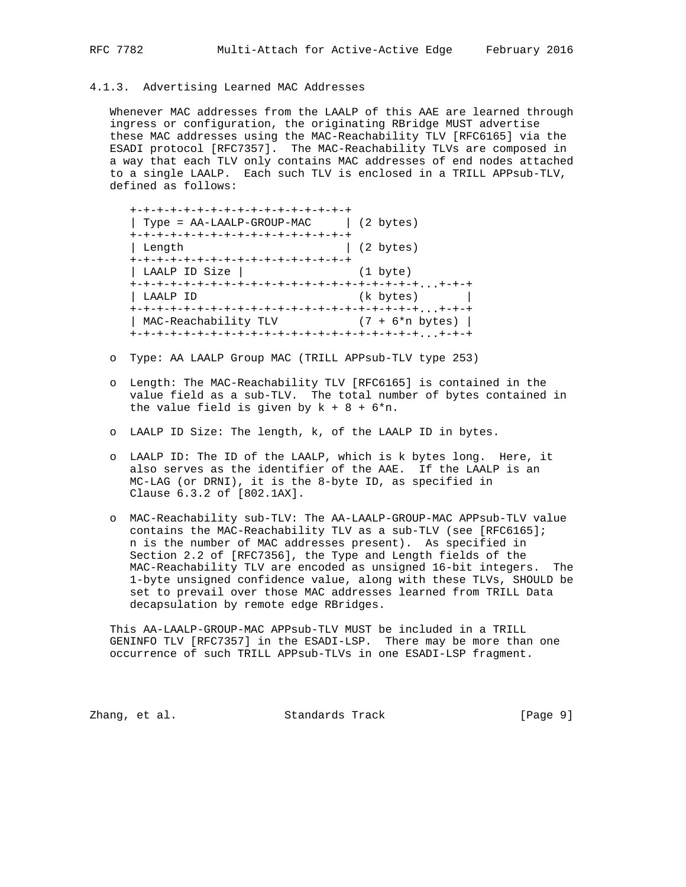### 4.1.3. Advertising Learned MAC Addresses

Whenever MAC addresses from the LAALP of this AAE are learned through ingress or configuration, the originating RBridge MUST advertise these MAC addresses using the MAC-Reachability TLV [RFC6165] via the ESADI protocol [RFC7357]. The MAC-Reachability TLVs are composed in a way that each TLV only contains MAC addresses of end nodes attached to a single LAALP. Each such TLV is enclosed in a TRILL APPsub-TLV, defined as follows:

```
+-+-+-+-+-+-+-+-+-+-+-+-+-+-+-+-+-+
| Type = AA-LAALP-GROUP-MAC     | (2 bytes)
+-+-+-+-+-+-+-+-+-+-+-+-+-+-+-+-+-+
| Length                        | (2 bytes)
+-+-+-+-+-+-+-+-+-+-+-+-+-+-+-+-+-+
| LAALP ID Size |                 (1 byte)
+-+-+-+-+-+-+-+-+-+-+-+-+-+-+-+-+-+-+-+-+-+-+-+-+...+-+-+
| LAALP ID                        (k bytes)       |
+-+-+-+-+-+-+-+-+-+-+-+-+-+-+-+-+-+-+-+-+-+-+-+-+...+-+-+
| MAC-Reachability TLV            (7 + 6*n bytes) |
+-+-+-+-+-+-+-+-+-+-+-+-+-+-+-+-+-+-+-+-+-+-+-+-+...+-+-+
```

- Type: AA LAALP Group MAC (TRILL APPsub-TLV type 253)

- Length: The MAC-Reachability TLV [RFC6165] is contained in the value field as a sub-TLV. The total number of bytes contained in the value field is given by k + 8 + 6*n.

- LAALP ID Size: The length, k, of the LAALP ID in bytes.

- LAALP ID: The ID of the LAALP, which is k bytes long. Here, it also serves as the identifier of the AAE. If the LAALP is an MC-LAG (or DRNI), it is the 8-byte ID, as specified in Clause 6.3.2 of [802.1AX].

- MAC-Reachability sub-TLV: The AA-LAALP-GROUP-MAC APPsub-TLV value contains the MAC-Reachability TLV as a sub-TLV (see [RFC6165]; n is the number of MAC addresses present). As specified in Section 2.2 of [RFC7356], the Type and Length fields of the MAC-Reachability TLV are encoded as unsigned 16-bit integers. The 1-byte unsigned confidence value, along with these TLVs, SHOULD be set to prevail over those MAC addresses learned from TRILL Data decapsulation by remote edge RBridges.

This AA-LAALP-GROUP-MAC APPsub-TLV MUST be included in a TRILL GENINFO TLV [RFC7357] in the ESADI-LSP. There may be more than one occurrence of such TRILL APPsub-TLVs in one ESADI-LSP fragment.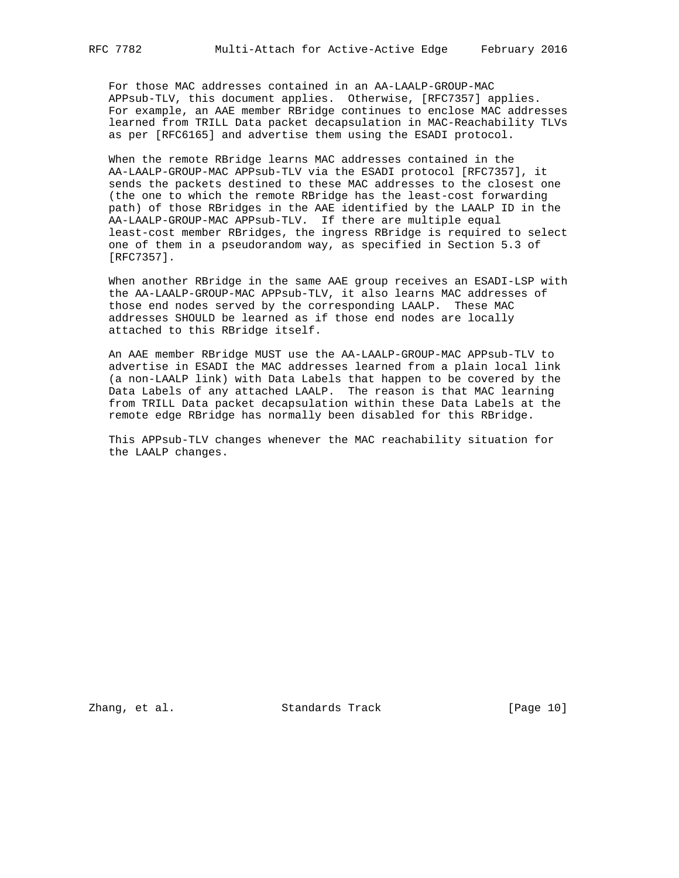For those MAC addresses contained in an AA-LAALP-GROUP-MAC APPsub-TLV, this document applies. Otherwise, [RFC7357] applies. For example, an AAE member RBridge continues to enclose MAC addresses learned from TRILL Data packet decapsulation in MAC-Reachability TLVs as per [RFC6165] and advertise them using the ESADI protocol.

When the remote RBridge learns MAC addresses contained in the AA-LAALP-GROUP-MAC APPsub-TLV via the ESADI protocol [RFC7357], it sends the packets destined to these MAC addresses to the closest one (the one to which the remote RBridge has the least-cost forwarding path) of those RBridges in the AAE identified by the LAALP ID in the AA-LAALP-GROUP-MAC APPsub-TLV. If there are multiple equal least-cost member RBridges, the ingress RBridge is required to select one of them in a pseudorandom way, as specified in Section 5.3 of [RFC7357].

When another RBridge in the same AAE group receives an ESADI-LSP with the AA-LAALP-GROUP-MAC APPsub-TLV, it also learns MAC addresses of those end nodes served by the corresponding LAALP. These MAC addresses SHOULD be learned as if those end nodes are locally attached to this RBridge itself.

An AAE member RBridge MUST use the AA-LAALP-GROUP-MAC APPsub-TLV to advertise in ESADI the MAC addresses learned from a plain local link (a non-LAALP link) with Data Labels that happen to be covered by the Data Labels of any attached LAALP. The reason is that MAC learning from TRILL Data packet decapsulation within these Data Labels at the remote edge RBridge has normally been disabled for this RBridge.

This APPsub-TLV changes whenever the MAC reachability situation for the LAALP changes.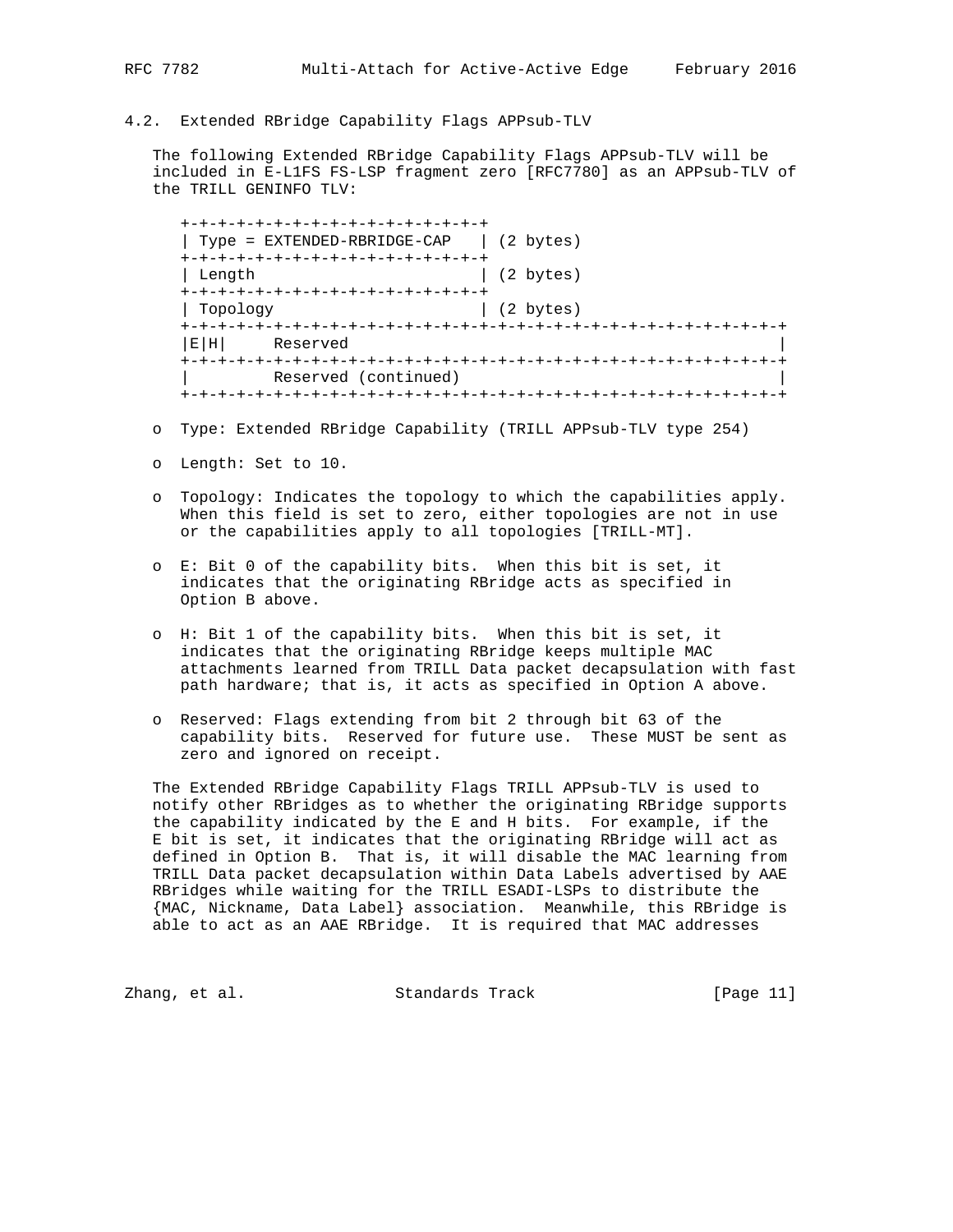## 4.2. Extended RBridge Capability Flags APPsub-TLV

The following Extended RBridge Capability Flags APPsub-TLV will be included in E-L1FS FS-LSP fragment zero [RFC7780] as an APPsub-TLV of the TRILL GENINFO TLV:

```
+-+-+-+-+-+-+-+-+-+-+-+-+-+-+-+-+-+
| Type = EXTENDED-RBRIDGE-CAP   | (2 bytes)
+-+-+-+-+-+-+-+-+-+-+-+-+-+-+-+-+-+
| Length                        | (2 bytes)
+-+-+-+-+-+-+-+-+-+-+-+-+-+-+-+-+-+
| Topology                      | (2 bytes)
+-+-+-+-+-+-+-+-+-+-+-+-+-+-+-+-+-+-+-+-+-+-+-+-+-+-+-+-+-+-+-+-+-+
|E|H|     Reserved                                                |
+-+-+-+-+-+-+-+-+-+-+-+-+-+-+-+-+-+-+-+-+-+-+-+-+-+-+-+-+-+-+-+-+-+
|         Reserved (continued)                                    |
+-+-+-+-+-+-+-+-+-+-+-+-+-+-+-+-+-+-+-+-+-+-+-+-+-+-+-+-+-+-+-+-+-+
```

- Type: Extended RBridge Capability (TRILL APPsub-TLV type 254)
- Length: Set to 10.
- Topology: Indicates the topology to which the capabilities apply. When this field is set to zero, either topologies are not in use or the capabilities apply to all topologies [TRILL-MT].
- E: Bit 0 of the capability bits. When this bit is set, it indicates that the originating RBridge acts as specified in Option B above.
- H: Bit 1 of the capability bits. When this bit is set, it indicates that the originating RBridge keeps multiple MAC attachments learned from TRILL Data packet decapsulation with fast path hardware; that is, it acts as specified in Option A above.
- Reserved: Flags extending from bit 2 through bit 63 of the capability bits. Reserved for future use. These MUST be sent as zero and ignored on receipt.

The Extended RBridge Capability Flags TRILL APPsub-TLV is used to notify other RBridges as to whether the originating RBridge supports the capability indicated by the E and H bits. For example, if the E bit is set, it indicates that the originating RBridge will act as defined in Option B. That is, it will disable the MAC learning from TRILL Data packet decapsulation within Data Labels advertised by AAE RBridges while waiting for the TRILL ESADI-LSPs to distribute the {MAC, Nickname, Data Label} association. Meanwhile, this RBridge is able to act as an AAE RBridge. It is required that MAC addresses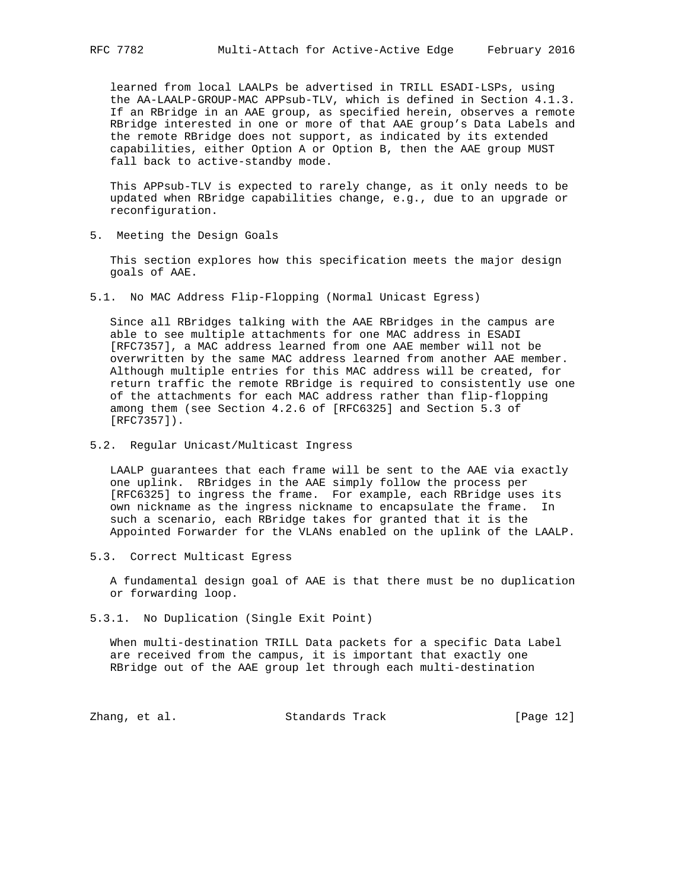learned from local LAALPs be advertised in TRILL ESADI-LSPs, using the AA-LAALP-GROUP-MAC APPsub-TLV, which is defined in Section 4.1.3. If an RBridge in an AAE group, as specified herein, observes a remote RBridge interested in one or more of that AAE group's Data Labels and the remote RBridge does not support, as indicated by its extended capabilities, either Option A or Option B, then the AAE group MUST fall back to active-standby mode.

This APPsub-TLV is expected to rarely change, as it only needs to be updated when RBridge capabilities change, e.g., due to an upgrade or reconfiguration.

# 5. Meeting the Design Goals

This section explores how this specification meets the major design goals of AAE.

## 5.1. No MAC Address Flip-Flopping (Normal Unicast Egress)

Since all RBridges talking with the AAE RBridges in the campus are able to see multiple attachments for one MAC address in ESADI [RFC7357], a MAC address learned from one AAE member will not be overwritten by the same MAC address learned from another AAE member. Although multiple entries for this MAC address will be created, for return traffic the remote RBridge is required to consistently use one of the attachments for each MAC address rather than flip-flopping among them (see Section 4.2.6 of [RFC6325] and Section 5.3 of [RFC7357]).

## 5.2. Regular Unicast/Multicast Ingress

LAALP guarantees that each frame will be sent to the AAE via exactly one uplink. RBridges in the AAE simply follow the process per [RFC6325] to ingress the frame. For example, each RBridge uses its own nickname as the ingress nickname to encapsulate the frame. In such a scenario, each RBridge takes for granted that it is the Appointed Forwarder for the VLANs enabled on the uplink of the LAALP.

## 5.3. Correct Multicast Egress

A fundamental design goal of AAE is that there must be no duplication or forwarding loop.

### 5.3.1. No Duplication (Single Exit Point)

When multi-destination TRILL Data packets for a specific Data Label are received from the campus, it is important that exactly one RBridge out of the AAE group let through each multi-destination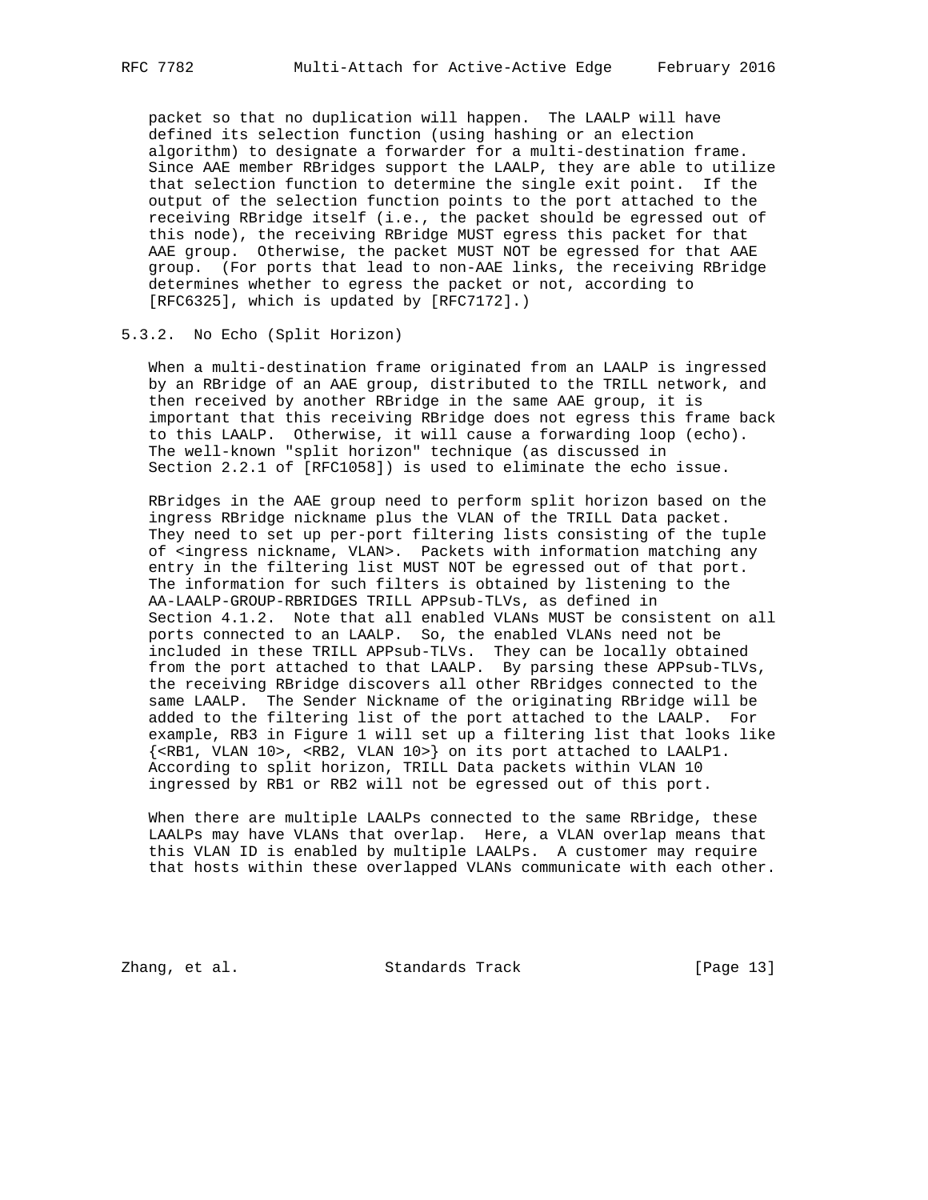packet so that no duplication will happen. The LAALP will have defined its selection function (using hashing or an election algorithm) to designate a forwarder for a multi-destination frame. Since AAE member RBridges support the LAALP, they are able to utilize that selection function to determine the single exit point. If the output of the selection function points to the port attached to the receiving RBridge itself (i.e., the packet should be egressed out of this node), the receiving RBridge MUST egress this packet for that AAE group. Otherwise, the packet MUST NOT be egressed for that AAE group. (For ports that lead to non-AAE links, the receiving RBridge determines whether to egress the packet or not, according to [RFC6325], which is updated by [RFC7172].)

### 5.3.2. No Echo (Split Horizon)

When a multi-destination frame originated from an LAALP is ingressed by an RBridge of an AAE group, distributed to the TRILL network, and then received by another RBridge in the same AAE group, it is important that this receiving RBridge does not egress this frame back to this LAALP. Otherwise, it will cause a forwarding loop (echo). The well-known "split horizon" technique (as discussed in Section 2.2.1 of [RFC1058]) is used to eliminate the echo issue.

RBridges in the AAE group need to perform split horizon based on the ingress RBridge nickname plus the VLAN of the TRILL Data packet. They need to set up per-port filtering lists consisting of the tuple of <ingress nickname, VLAN>. Packets with information matching any entry in the filtering list MUST NOT be egressed out of that port. The information for such filters is obtained by listening to the AA-LAALP-GROUP-RBRIDGES TRILL APPsub-TLVs, as defined in Section 4.1.2. Note that all enabled VLANs MUST be consistent on all ports connected to an LAALP. So, the enabled VLANs need not be included in these TRILL APPsub-TLVs. They can be locally obtained from the port attached to that LAALP. By parsing these APPsub-TLVs, the receiving RBridge discovers all other RBridges connected to the same LAALP. The Sender Nickname of the originating RBridge will be added to the filtering list of the port attached to the LAALP. For example, RB3 in Figure 1 will set up a filtering list that looks like {<RB1, VLAN 10>, <RB2, VLAN 10>} on its port attached to LAALP1. According to split horizon, TRILL Data packets within VLAN 10 ingressed by RB1 or RB2 will not be egressed out of this port.

When there are multiple LAALPs connected to the same RBridge, these LAALPs may have VLANs that overlap. Here, a VLAN overlap means that this VLAN ID is enabled by multiple LAALPs. A customer may require that hosts within these overlapped VLANs communicate with each other.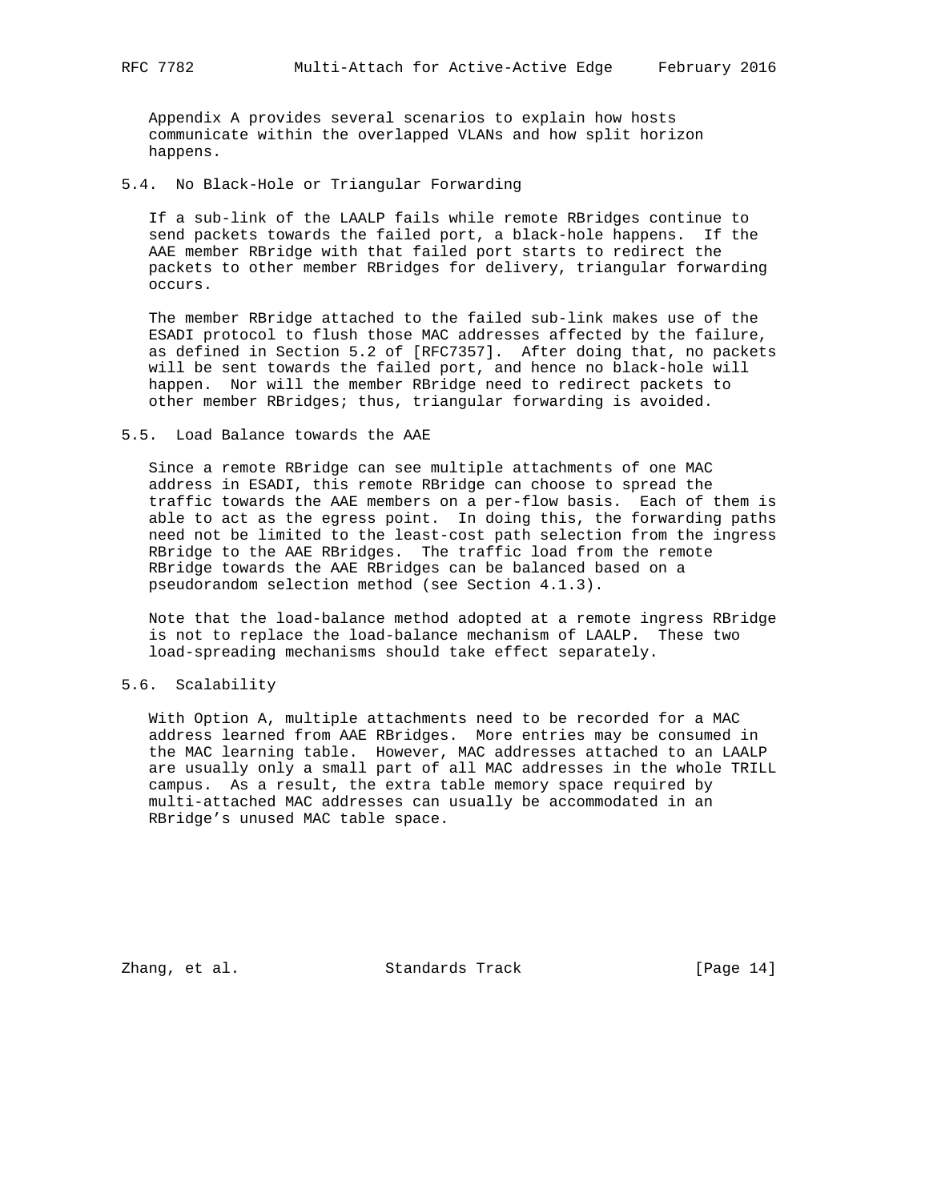Appendix A provides several scenarios to explain how hosts communicate within the overlapped VLANs and how split horizon happens.

### 5.4. No Black-Hole or Triangular Forwarding

If a sub-link of the LAALP fails while remote RBridges continue to send packets towards the failed port, a black-hole happens. If the AAE member RBridge with that failed port starts to redirect the packets to other member RBridges for delivery, triangular forwarding occurs.

The member RBridge attached to the failed sub-link makes use of the ESADI protocol to flush those MAC addresses affected by the failure, as defined in Section 5.2 of [RFC7357]. After doing that, no packets will be sent towards the failed port, and hence no black-hole will happen. Nor will the member RBridge need to redirect packets to other member RBridges; thus, triangular forwarding is avoided.

### 5.5. Load Balance towards the AAE

Since a remote RBridge can see multiple attachments of one MAC address in ESADI, this remote RBridge can choose to spread the traffic towards the AAE members on a per-flow basis. Each of them is able to act as the egress point. In doing this, the forwarding paths need not be limited to the least-cost path selection from the ingress RBridge to the AAE RBridges. The traffic load from the remote RBridge towards the AAE RBridges can be balanced based on a pseudorandom selection method (see Section 4.1.3).

Note that the load-balance method adopted at a remote ingress RBridge is not to replace the load-balance mechanism of LAALP. These two load-spreading mechanisms should take effect separately.

### 5.6. Scalability

With Option A, multiple attachments need to be recorded for a MAC address learned from AAE RBridges. More entries may be consumed in the MAC learning table. However, MAC addresses attached to an LAALP are usually only a small part of all MAC addresses in the whole TRILL campus. As a result, the extra table memory space required by multi-attached MAC addresses can usually be accommodated in an RBridge's unused MAC table space.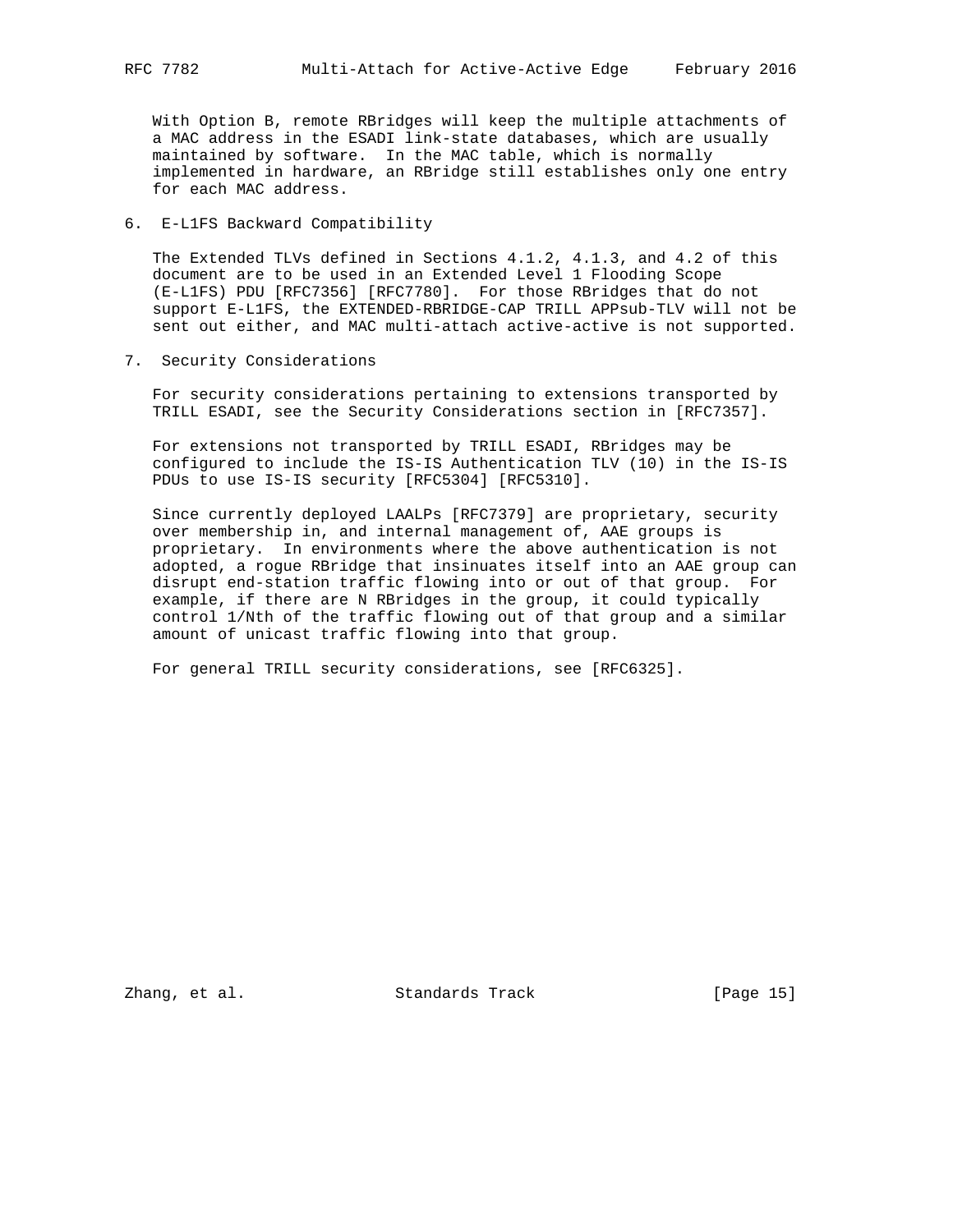With Option B, remote RBridges will keep the multiple attachments of a MAC address in the ESADI link-state databases, which are usually maintained by software. In the MAC table, which is normally implemented in hardware, an RBridge still establishes only one entry for each MAC address.

## 6. E-L1FS Backward Compatibility

The Extended TLVs defined in Sections 4.1.2, 4.1.3, and 4.2 of this document are to be used in an Extended Level 1 Flooding Scope (E-L1FS) PDU [RFC7356] [RFC7780]. For those RBridges that do not support E-L1FS, the EXTENDED-RBRIDGE-CAP TRILL APPsub-TLV will not be sent out either, and MAC multi-attach active-active is not supported.

## 7. Security Considerations

For security considerations pertaining to extensions transported by TRILL ESADI, see the Security Considerations section in [RFC7357].

For extensions not transported by TRILL ESADI, RBridges may be configured to include the IS-IS Authentication TLV (10) in the IS-IS PDUs to use IS-IS security [RFC5304] [RFC5310].

Since currently deployed LAALPs [RFC7379] are proprietary, security over membership in, and internal management of, AAE groups is proprietary. In environments where the above authentication is not adopted, a rogue RBridge that insinuates itself into an AAE group can disrupt end-station traffic flowing into or out of that group. For example, if there are N RBridges in the group, it could typically control 1/Nth of the traffic flowing out of that group and a similar amount of unicast traffic flowing into that group.

For general TRILL security considerations, see [RFC6325].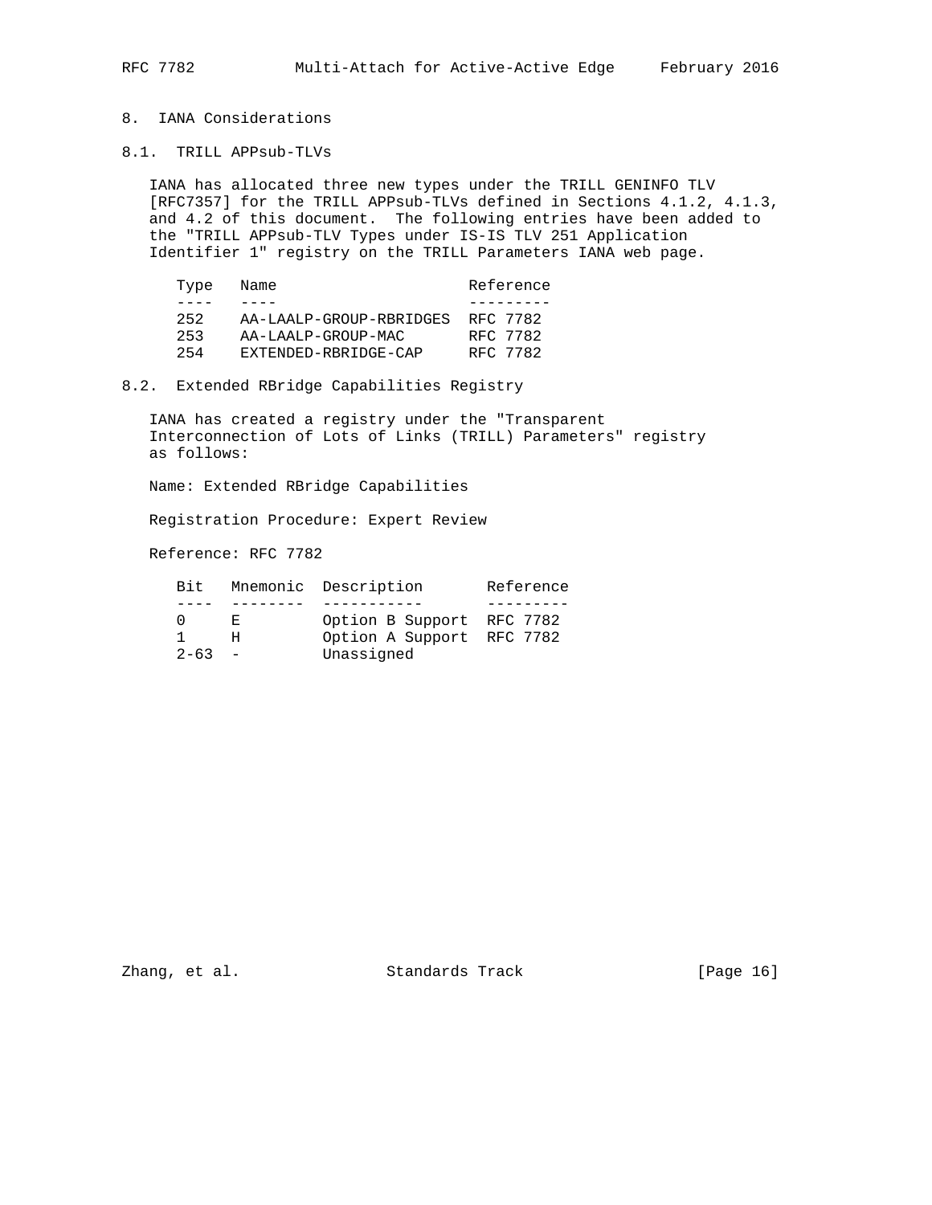## 8. IANA Considerations

### 8.1. TRILL APPsub-TLVs

IANA has allocated three new types under the TRILL GENINFO TLV [RFC7357] for the TRILL APPsub-TLVs defined in Sections 4.1.2, 4.1.3, and 4.2 of this document. The following entries have been added to the "TRILL APPsub-TLV Types under IS-IS TLV 251 Application Identifier 1" registry on the TRILL Parameters IANA web page.

| Type | Name | Reference |
|---|---|---|
| 252 | AA-LAALP-GROUP-RBRIDGES | RFC 7782 |
| 253 | AA-LAALP-GROUP-MAC | RFC 7782 |
| 254 | EXTENDED-RBRIDGE-CAP | RFC 7782 |

### 8.2. Extended RBridge Capabilities Registry

IANA has created a registry under the "Transparent Interconnection of Lots of Links (TRILL) Parameters" registry as follows:

Name: Extended RBridge Capabilities

Registration Procedure: Expert Review

Reference: RFC 7782

| Bit | Mnemonic | Description | Reference |
|---|---|---|---|
| 0 | E | Option B Support | RFC 7782 |
| 1 | H | Option A Support | RFC 7782 |
| 2-63 | - | Unassigned | |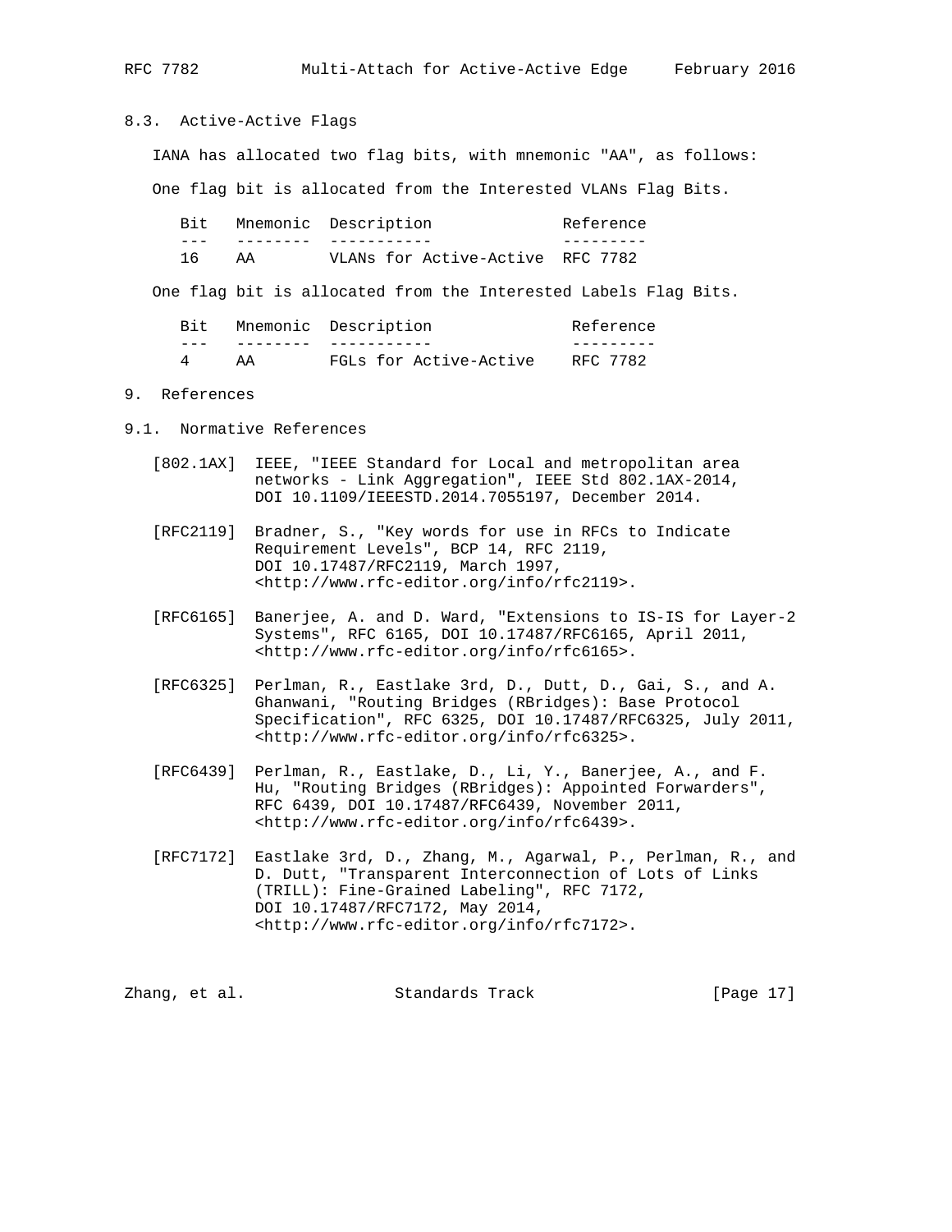### 8.3. Active-Active Flags

IANA has allocated two flag bits, with mnemonic "AA", as follows:

One flag bit is allocated from the Interested VLANs Flag Bits.

| Bit | Mnemonic | Description | Reference |
|---|---|---|---|
| 16 | AA | VLANs for Active-Active | RFC 7782 |

One flag bit is allocated from the Interested Labels Flag Bits.

| Bit | Mnemonic | Description | Reference |
|---|---|---|---|
| 4 | AA | FGLs for Active-Active | RFC 7782 |

## 9. References

### 9.1. Normative References

[802.1AX] IEEE, "IEEE Standard for Local and metropolitan area networks - Link Aggregation", IEEE Std 802.1AX-2014, DOI 10.1109/IEEESTD.2014.7055197, December 2014.

[RFC2119] Bradner, S., "Key words for use in RFCs to Indicate Requirement Levels", BCP 14, RFC 2119, DOI 10.17487/RFC2119, March 1997, <http://www.rfc-editor.org/info/rfc2119>.

[RFC6165] Banerjee, A. and D. Ward, "Extensions to IS-IS for Layer-2 Systems", RFC 6165, DOI 10.17487/RFC6165, April 2011, <http://www.rfc-editor.org/info/rfc6165>.

[RFC6325] Perlman, R., Eastlake 3rd, D., Dutt, D., Gai, S., and A. Ghanwani, "Routing Bridges (RBridges): Base Protocol Specification", RFC 6325, DOI 10.17487/RFC6325, July 2011, <http://www.rfc-editor.org/info/rfc6325>.

[RFC6439] Perlman, R., Eastlake, D., Li, Y., Banerjee, A., and F. Hu, "Routing Bridges (RBridges): Appointed Forwarders", RFC 6439, DOI 10.17487/RFC6439, November 2011, <http://www.rfc-editor.org/info/rfc6439>.

[RFC7172] Eastlake 3rd, D., Zhang, M., Agarwal, P., Perlman, R., and D. Dutt, "Transparent Interconnection of Lots of Links (TRILL): Fine-Grained Labeling", RFC 7172, DOI 10.17487/RFC7172, May 2014, <http://www.rfc-editor.org/info/rfc7172>.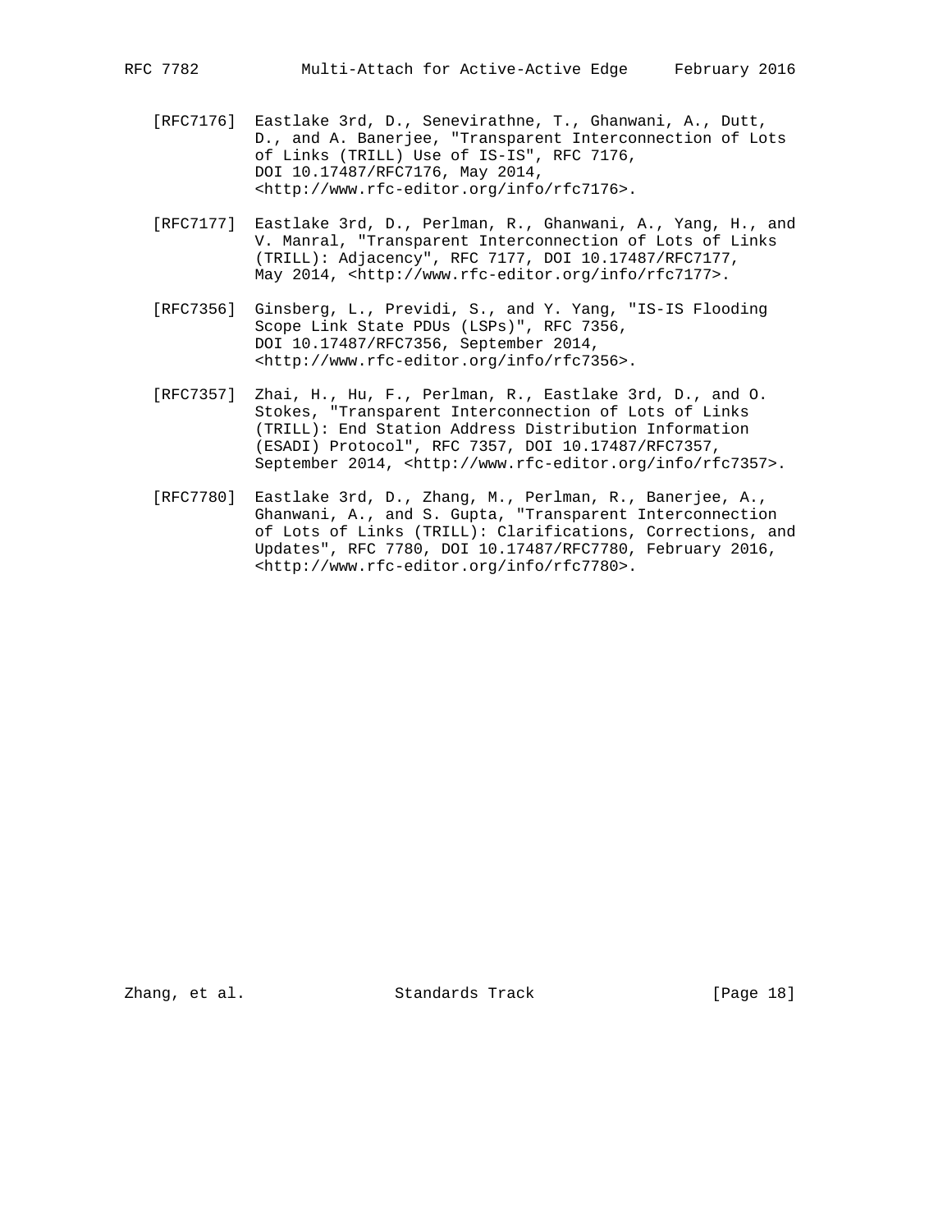[RFC7176] Eastlake 3rd, D., Senevirathne, T., Ghanwani, A., Dutt, D., and A. Banerjee, "Transparent Interconnection of Lots of Links (TRILL) Use of IS-IS", RFC 7176, DOI 10.17487/RFC7176, May 2014, <http://www.rfc-editor.org/info/rfc7176>.

[RFC7177] Eastlake 3rd, D., Perlman, R., Ghanwani, A., Yang, H., and V. Manral, "Transparent Interconnection of Lots of Links (TRILL): Adjacency", RFC 7177, DOI 10.17487/RFC7177, May 2014, <http://www.rfc-editor.org/info/rfc7177>.

[RFC7356] Ginsberg, L., Previdi, S., and Y. Yang, "IS-IS Flooding Scope Link State PDUs (LSPs)", RFC 7356, DOI 10.17487/RFC7356, September 2014, <http://www.rfc-editor.org/info/rfc7356>.

[RFC7357] Zhai, H., Hu, F., Perlman, R., Eastlake 3rd, D., and O. Stokes, "Transparent Interconnection of Lots of Links (TRILL): End Station Address Distribution Information (ESADI) Protocol", RFC 7357, DOI 10.17487/RFC7357, September 2014, <http://www.rfc-editor.org/info/rfc7357>.

[RFC7780] Eastlake 3rd, D., Zhang, M., Perlman, R., Banerjee, A., Ghanwani, A., and S. Gupta, "Transparent Interconnection of Lots of Links (TRILL): Clarifications, Corrections, and Updates", RFC 7780, DOI 10.17487/RFC7780, February 2016, <http://www.rfc-editor.org/info/rfc7780>.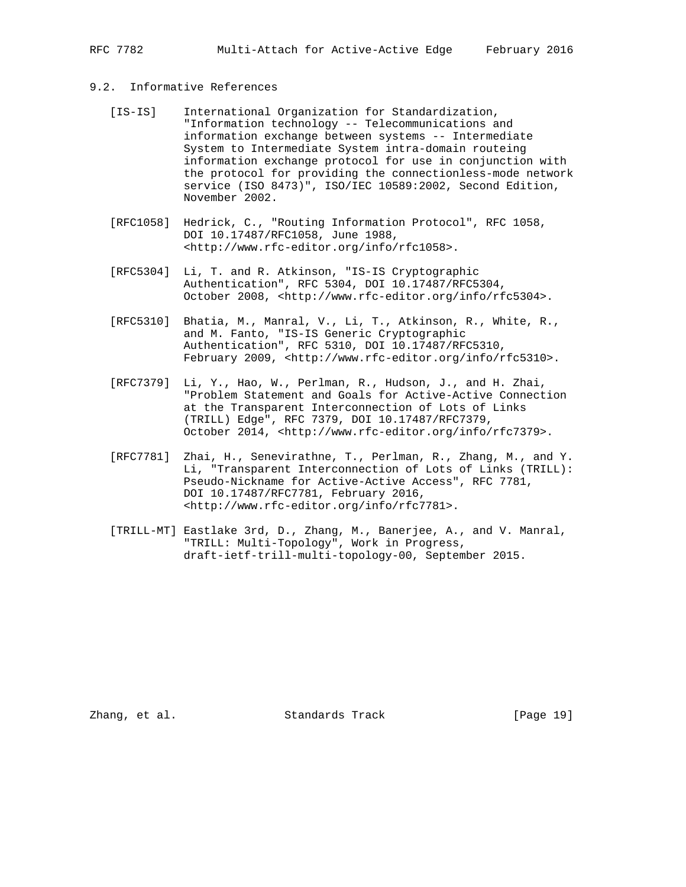## 9.2. Informative References

[IS-IS] International Organization for Standardization, "Information technology -- Telecommunications and information exchange between systems -- Intermediate System to Intermediate System intra-domain routeing information exchange protocol for use in conjunction with the protocol for providing the connectionless-mode network service (ISO 8473)", ISO/IEC 10589:2002, Second Edition, November 2002.

[RFC1058] Hedrick, C., "Routing Information Protocol", RFC 1058, DOI 10.17487/RFC1058, June 1988, <http://www.rfc-editor.org/info/rfc1058>.

[RFC5304] Li, T. and R. Atkinson, "IS-IS Cryptographic Authentication", RFC 5304, DOI 10.17487/RFC5304, October 2008, <http://www.rfc-editor.org/info/rfc5304>.

[RFC5310] Bhatia, M., Manral, V., Li, T., Atkinson, R., White, R., and M. Fanto, "IS-IS Generic Cryptographic Authentication", RFC 5310, DOI 10.17487/RFC5310, February 2009, <http://www.rfc-editor.org/info/rfc5310>.

[RFC7379] Li, Y., Hao, W., Perlman, R., Hudson, J., and H. Zhai, "Problem Statement and Goals for Active-Active Connection at the Transparent Interconnection of Lots of Links (TRILL) Edge", RFC 7379, DOI 10.17487/RFC7379, October 2014, <http://www.rfc-editor.org/info/rfc7379>.

[RFC7781] Zhai, H., Senevirathne, T., Perlman, R., Zhang, M., and Y. Li, "Transparent Interconnection of Lots of Links (TRILL): Pseudo-Nickname for Active-Active Access", RFC 7781, DOI 10.17487/RFC7781, February 2016, <http://www.rfc-editor.org/info/rfc7781>.

[TRILL-MT] Eastlake 3rd, D., Zhang, M., Banerjee, A., and V. Manral, "TRILL: Multi-Topology", Work in Progress, draft-ietf-trill-multi-topology-00, September 2015.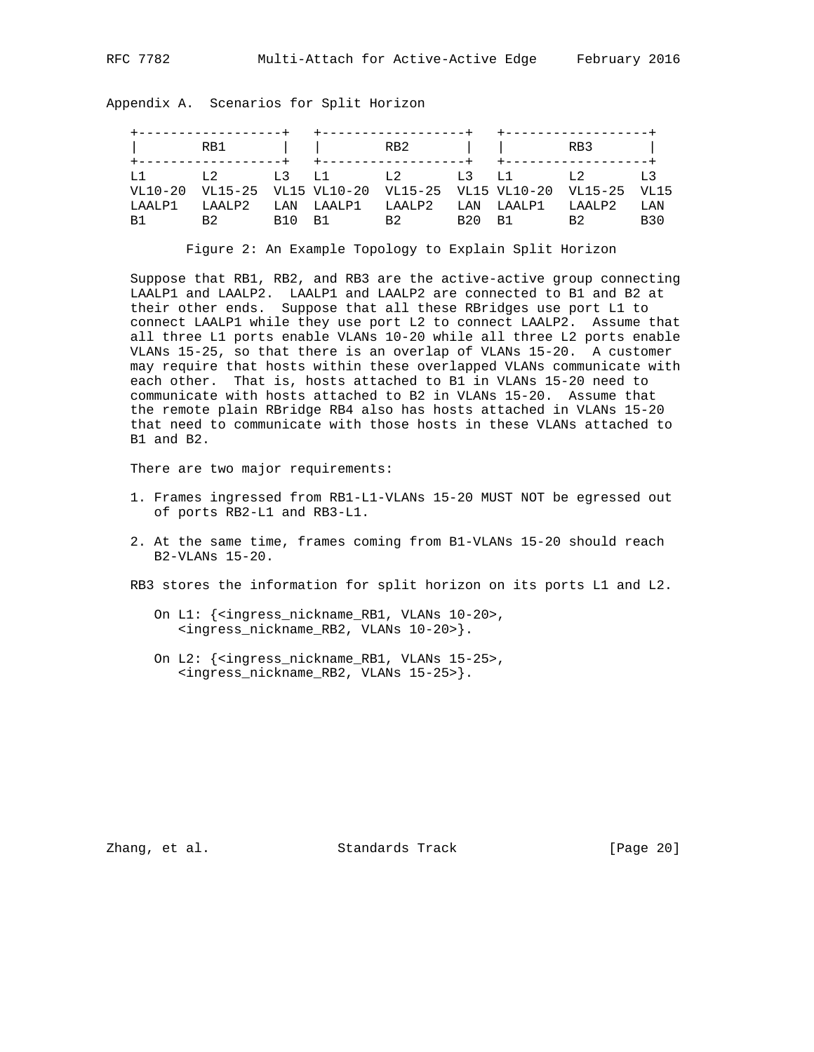## Appendix A. Scenarios for Split Horizon

```
+-------------------+   +-------------------+   +-------------------+
|        RB1        |   |        RB2        |   |        RB3        |
+-------------------+   +-------------------+   +-------------------+
L1       L2       L3   L1       L2       L3   L1       L2       L3
VL10-20  VL15-25  VL15 VL10-20  VL15-25  VL15 VL10-20  VL15-25  VL15
LAALP1   LAALP2   LAN  LAALP1   LAALP2   LAN  LAALP1   LAALP2   LAN
B1       B2       B10  B1       B2       B20  B1       B2       B30
```

Figure 2: An Example Topology to Explain Split Horizon

Suppose that RB1, RB2, and RB3 are the active-active group connecting LAALP1 and LAALP2. LAALP1 and LAALP2 are connected to B1 and B2 at their other ends. Suppose that all these RBridges use port L1 to connect LAALP1 while they use port L2 to connect LAALP2. Assume that all three L1 ports enable VLANs 10-20 while all three L2 ports enable VLANs 15-25, so that there is an overlap of VLANs 15-20. A customer may require that hosts within these overlapped VLANs communicate with each other. That is, hosts attached to B1 in VLANs 15-20 need to communicate with hosts attached to B2 in VLANs 15-20. Assume that the remote plain RBridge RB4 also has hosts attached in VLANs 15-20 that need to communicate with those hosts in these VLANs attached to B1 and B2.

There are two major requirements:

1. Frames ingressed from RB1-L1-VLANs 15-20 MUST NOT be egressed out of ports RB2-L1 and RB3-L1.

2. At the same time, frames coming from B1-VLANs 15-20 should reach B2-VLANs 15-20.

RB3 stores the information for split horizon on its ports L1 and L2.

On L1: {<ingress_nickname_RB1, VLANs 10-20>, <ingress_nickname_RB2, VLANs 10-20>}.

On L2: {<ingress_nickname_RB1, VLANs 15-25>, <ingress_nickname_RB2, VLANs 15-25>}.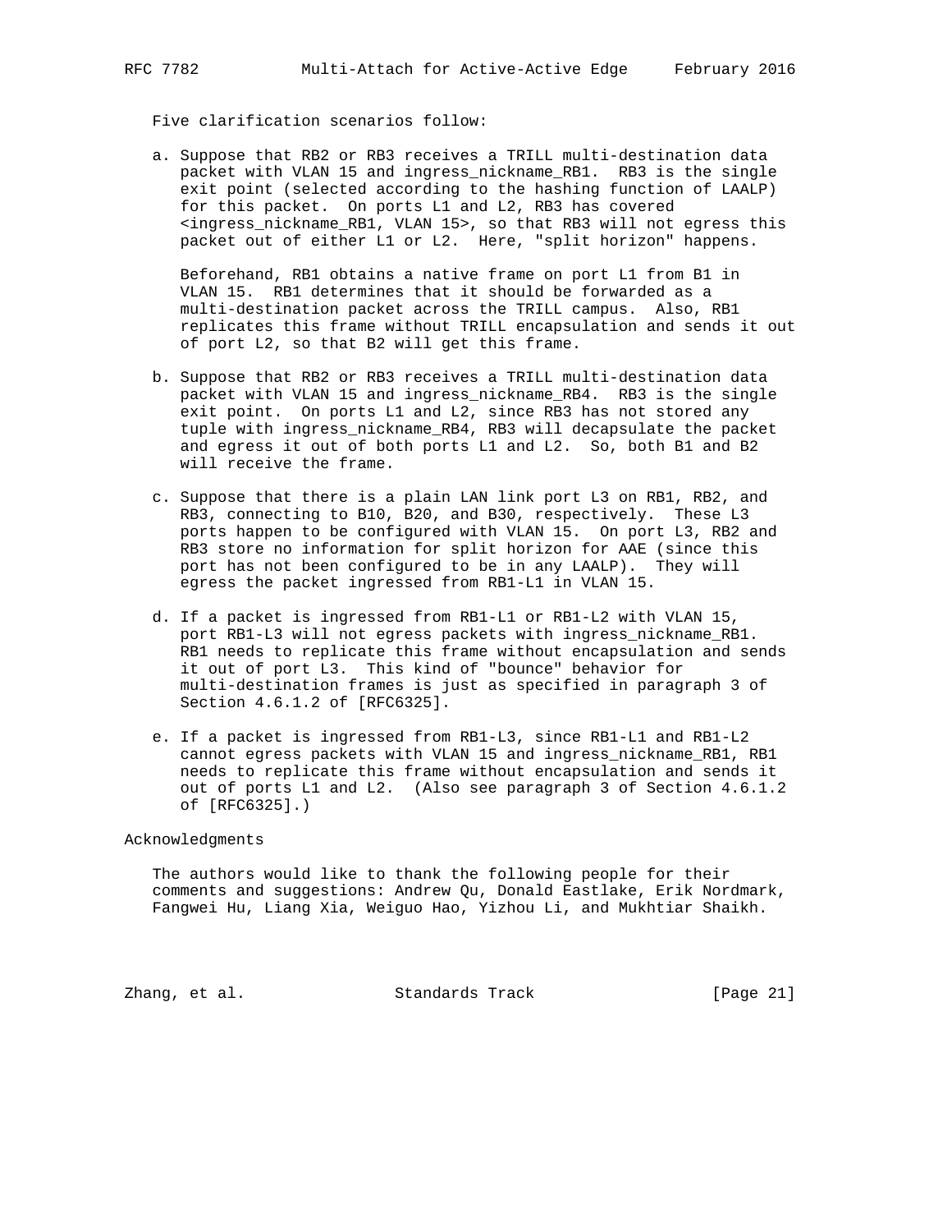Five clarification scenarios follow:

a. Suppose that RB2 or RB3 receives a TRILL multi-destination data packet with VLAN 15 and ingress_nickname_RB1. RB3 is the single exit point (selected according to the hashing function of LAALP) for this packet. On ports L1 and L2, RB3 has covered <ingress_nickname_RB1, VLAN 15>, so that RB3 will not egress this packet out of either L1 or L2. Here, "split horizon" happens.

   Beforehand, RB1 obtains a native frame on port L1 from B1 in VLAN 15. RB1 determines that it should be forwarded as a multi-destination packet across the TRILL campus. Also, RB1 replicates this frame without TRILL encapsulation and sends it out of port L2, so that B2 will get this frame.

b. Suppose that RB2 or RB3 receives a TRILL multi-destination data packet with VLAN 15 and ingress_nickname_RB4. RB3 is the single exit point. On ports L1 and L2, since RB3 has not stored any tuple with ingress_nickname_RB4, RB3 will decapsulate the packet and egress it out of both ports L1 and L2. So, both B1 and B2 will receive the frame.

c. Suppose that there is a plain LAN link port L3 on RB1, RB2, and RB3, connecting to B10, B20, and B30, respectively. These L3 ports happen to be configured with VLAN 15. On port L3, RB2 and RB3 store no information for split horizon for AAE (since this port has not been configured to be in any LAALP). They will egress the packet ingressed from RB1-L1 in VLAN 15.

d. If a packet is ingressed from RB1-L1 or RB1-L2 with VLAN 15, port RB1-L3 will not egress packets with ingress_nickname_RB1. RB1 needs to replicate this frame without encapsulation and sends it out of port L3. This kind of "bounce" behavior for multi-destination frames is just as specified in paragraph 3 of Section 4.6.1.2 of [RFC6325].

e. If a packet is ingressed from RB1-L3, since RB1-L1 and RB1-L2 cannot egress packets with VLAN 15 and ingress_nickname_RB1, RB1 needs to replicate this frame without encapsulation and sends it out of ports L1 and L2. (Also see paragraph 3 of Section 4.6.1.2 of [RFC6325].)

# Acknowledgments

The authors would like to thank the following people for their comments and suggestions: Andrew Qu, Donald Eastlake, Erik Nordmark, Fangwei Hu, Liang Xia, Weiguo Hao, Yizhou Li, and Mukhtiar Shaikh.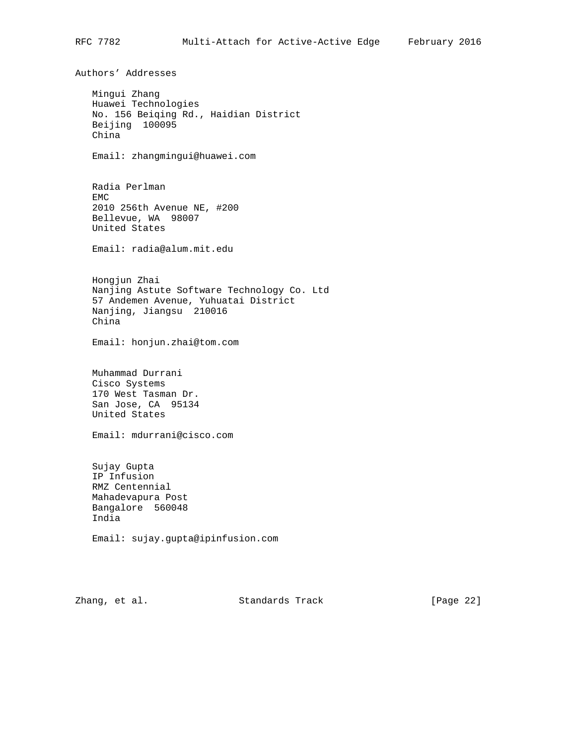## Authors' Addresses

Mingui Zhang
Huawei Technologies
No. 156 Beiqing Rd., Haidian District
Beijing  100095
China

Email: zhangmingui@huawei.com

Radia Perlman
EMC
2010 256th Avenue NE, #200
Bellevue, WA  98007
United States

Email: radia@alum.mit.edu

Hongjun Zhai
Nanjing Astute Software Technology Co. Ltd
57 Andemen Avenue, Yuhuatai District
Nanjing, Jiangsu  210016
China

Email: honjun.zhai@tom.com

Muhammad Durrani
Cisco Systems
170 West Tasman Dr.
San Jose, CA  95134
United States

Email: mdurrani@cisco.com

Sujay Gupta
IP Infusion
RMZ Centennial
Mahadevapura Post
Bangalore  560048
India

Email: sujay.gupta@ipinfusion.com